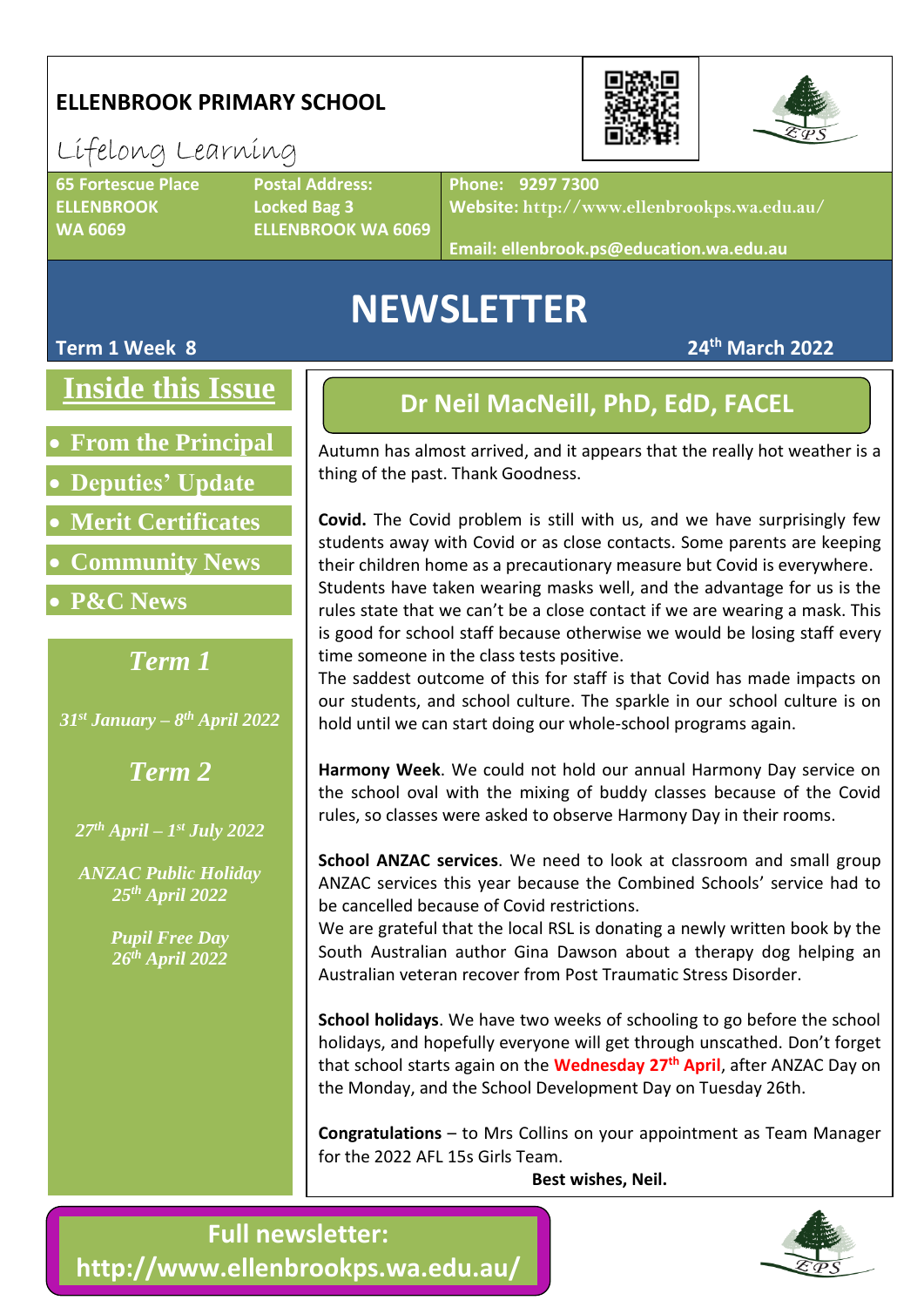# ELLENBROOK PRIMARY SCHOOL

Lifelong Learning

**65 Fortescue Place**
**ELLENBROOK**
**WA 6069**

**Postal Address:**
**Locked Bag 3**
**ELLENBROOK WA 6069**

**Phone: 9297 7300**
**Website: http://www.ellenbrookps.wa.edu.au/**

**Email: ellenbrook.ps@education.wa.edu.au**

# NEWSLETTER

**Term 1 Week 8** **24th March 2022**

## Inside this Issue

- **From the Principal**
- **Deputies' Update**
- **Merit Certificates**
- **Community News**
- **P&C News**

### *Term 1*

*31st January – 8th April 2022*

### *Term 2*

*27th April – 1st July 2022*

*ANZAC Public Holiday 25th April 2022*

*Pupil Free Day 26th April 2022*

## Dr Neil MacNeill, PhD, EdD, FACEL

Autumn has almost arrived, and it appears that the really hot weather is a thing of the past. Thank Goodness.

**Covid.** The Covid problem is still with us, and we have surprisingly few students away with Covid or as close contacts. Some parents are keeping their children home as a precautionary measure but Covid is everywhere. Students have taken wearing masks well, and the advantage for us is the rules state that we can't be a close contact if we are wearing a mask. This is good for school staff because otherwise we would be losing staff every time someone in the class tests positive.
The saddest outcome of this for staff is that Covid has made impacts on our students, and school culture. The sparkle in our school culture is on hold until we can start doing our whole-school programs again.

**Harmony Week**. We could not hold our annual Harmony Day service on the school oval with the mixing of buddy classes because of the Covid rules, so classes were asked to observe Harmony Day in their rooms.

**School ANZAC services**. We need to look at classroom and small group ANZAC services this year because the Combined Schools' service had to be cancelled because of Covid restrictions.
We are grateful that the local RSL is donating a newly written book by the South Australian author Gina Dawson about a therapy dog helping an Australian veteran recover from Post Traumatic Stress Disorder.

**School holidays**. We have two weeks of schooling to go before the school holidays, and hopefully everyone will get through unscathed. Don't forget that school starts again on the **Wednesday 27th April**, after ANZAC Day on the Monday, and the School Development Day on Tuesday 26th.

**Congratulations** – to Mrs Collins on your appointment as Team Manager for the 2022 AFL 15s Girls Team.

**Best wishes, Neil.**

**Full newsletter: http://www.ellenbrookps.wa.edu.au/**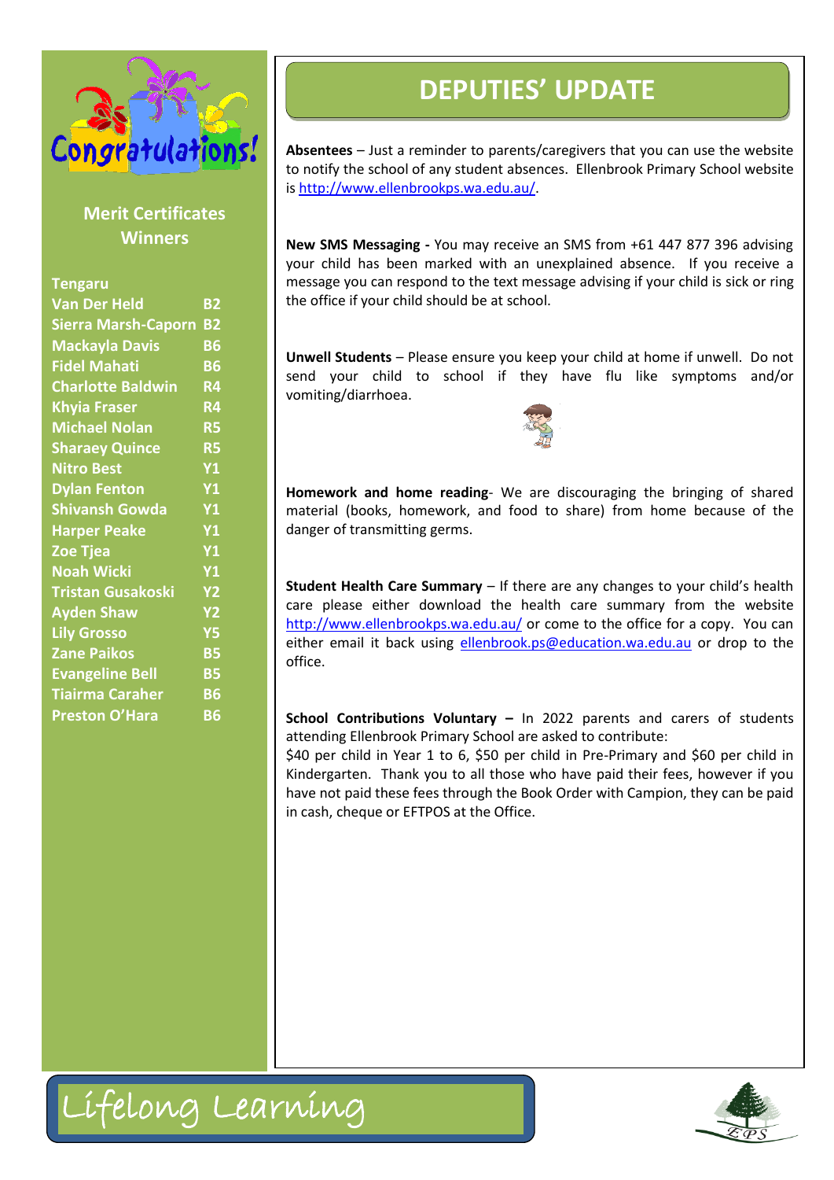## Merit Certificates Winners

| Tengaru | |
|---|---|
| Van Der Held | B2 |
| Sierra Marsh-Caporn | B2 |
| Mackayla Davis | B6 |
| Fidel Mahati | B6 |
| Charlotte Baldwin | R4 |
| Khyia Fraser | R4 |
| Michael Nolan | R5 |
| Sharaey Quince | R5 |
| Nitro Best | Y1 |
| Dylan Fenton | Y1 |
| Shivansh Gowda | Y1 |
| Harper Peake | Y1 |
| Zoe Tjea | Y1 |
| Noah Wicki | Y1 |
| Tristan Gusakoski | Y2 |
| Ayden Shaw | Y2 |
| Lily Grosso | Y5 |
| Zane Paikos | B5 |
| Evangeline Bell | B5 |
| Tiairma Caraher | B6 |
| Preston O'Hara | B6 |

# DEPUTIES' UPDATE

**Absentees** – Just a reminder to parents/caregivers that you can use the website to notify the school of any student absences. Ellenbrook Primary School website is http://www.ellenbrookps.wa.edu.au/.

**New SMS Messaging -** You may receive an SMS from +61 447 877 396 advising your child has been marked with an unexplained absence. If you receive a message you can respond to the text message advising if your child is sick or ring the office if your child should be at school.

**Unwell Students** – Please ensure you keep your child at home if unwell. Do not send your child to school if they have flu like symptoms and/or vomiting/diarrhoea.

**Homework and home reading**- We are discouraging the bringing of shared material (books, homework, and food to share) from home because of the danger of transmitting germs.

**Student Health Care Summary** – If there are any changes to your child's health care please either download the health care summary from the website http://www.ellenbrookps.wa.edu.au/ or come to the office for a copy. You can either email it back using ellenbrook.ps@education.wa.edu.au or drop to the office.

**School Contributions Voluntary –** In 2022 parents and carers of students attending Ellenbrook Primary School are asked to contribute:
$40 per child in Year 1 to 6, $50 per child in Pre-Primary and $60 per child in Kindergarten. Thank you to all those who have paid their fees, however if you have not paid these fees through the Book Order with Campion, they can be paid in cash, cheque or EFTPOS at the Office.

Lifelong Learning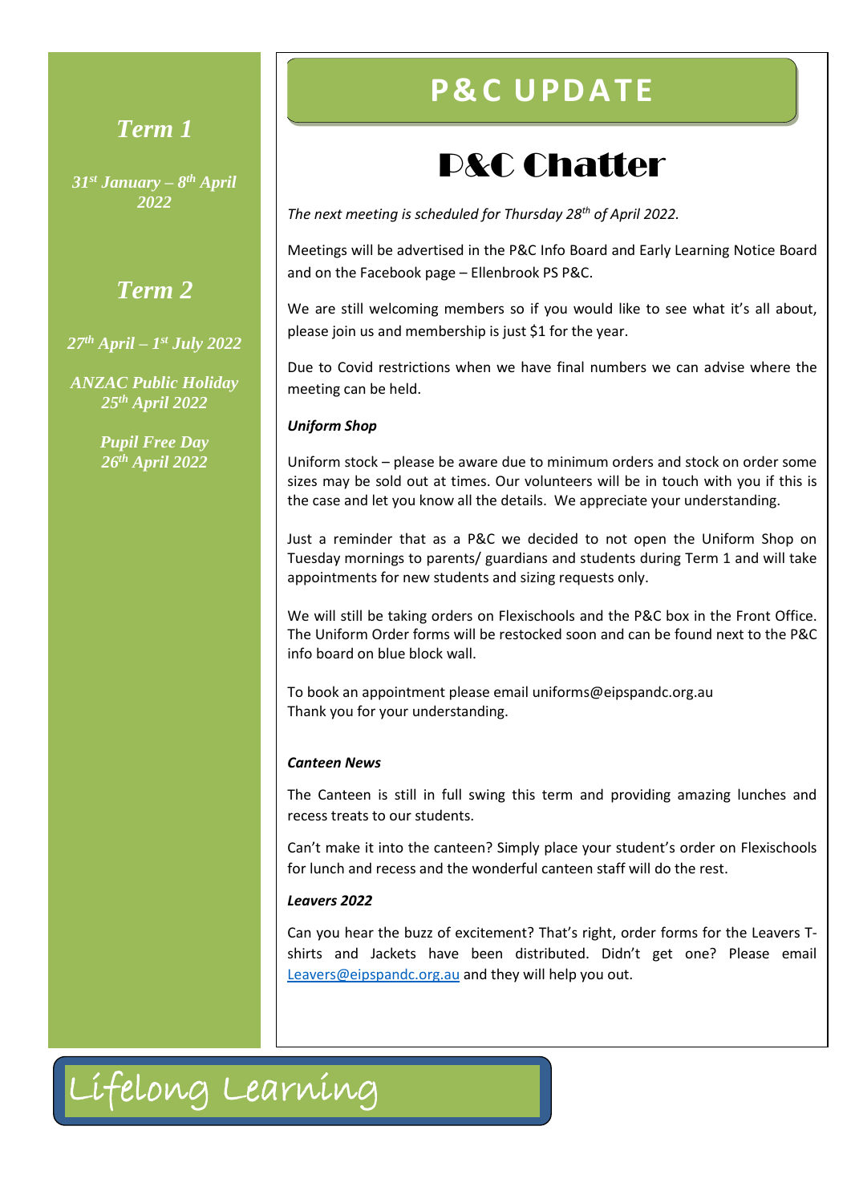### Term 1

*31st January – 8th April 2022*

### Term 2

*27th April – 1st July 2022*

*ANZAC Public Holiday 25th April 2022*

*Pupil Free Day 26th April 2022*

# P&C UPDATE

## P&C Chatter

*The next meeting is scheduled for Thursday 28th of April 2022.*

Meetings will be advertised in the P&C Info Board and Early Learning Notice Board and on the Facebook page – Ellenbrook PS P&C.

We are still welcoming members so if you would like to see what it's all about, please join us and membership is just $1 for the year.

Due to Covid restrictions when we have final numbers we can advise where the meeting can be held.

***Uniform Shop***

Uniform stock – please be aware due to minimum orders and stock on order some sizes may be sold out at times. Our volunteers will be in touch with you if this is the case and let you know all the details. We appreciate your understanding.

Just a reminder that as a P&C we decided to not open the Uniform Shop on Tuesday mornings to parents/ guardians and students during Term 1 and will take appointments for new students and sizing requests only.

We will still be taking orders on Flexischools and the P&C box in the Front Office. The Uniform Order forms will be restocked soon and can be found next to the P&C info board on blue block wall.

To book an appointment please email uniforms@eipspandc.org.au
Thank you for your understanding.

***Canteen News***

The Canteen is still in full swing this term and providing amazing lunches and recess treats to our students.

Can't make it into the canteen? Simply place your student's order on Flexischools for lunch and recess and the wonderful canteen staff will do the rest.

***Leavers 2022***

Can you hear the buzz of excitement? That's right, order forms for the Leavers T-shirts and Jackets have been distributed. Didn't get one? Please email Leavers@eipspandc.org.au and they will help you out.

Lifelong Learning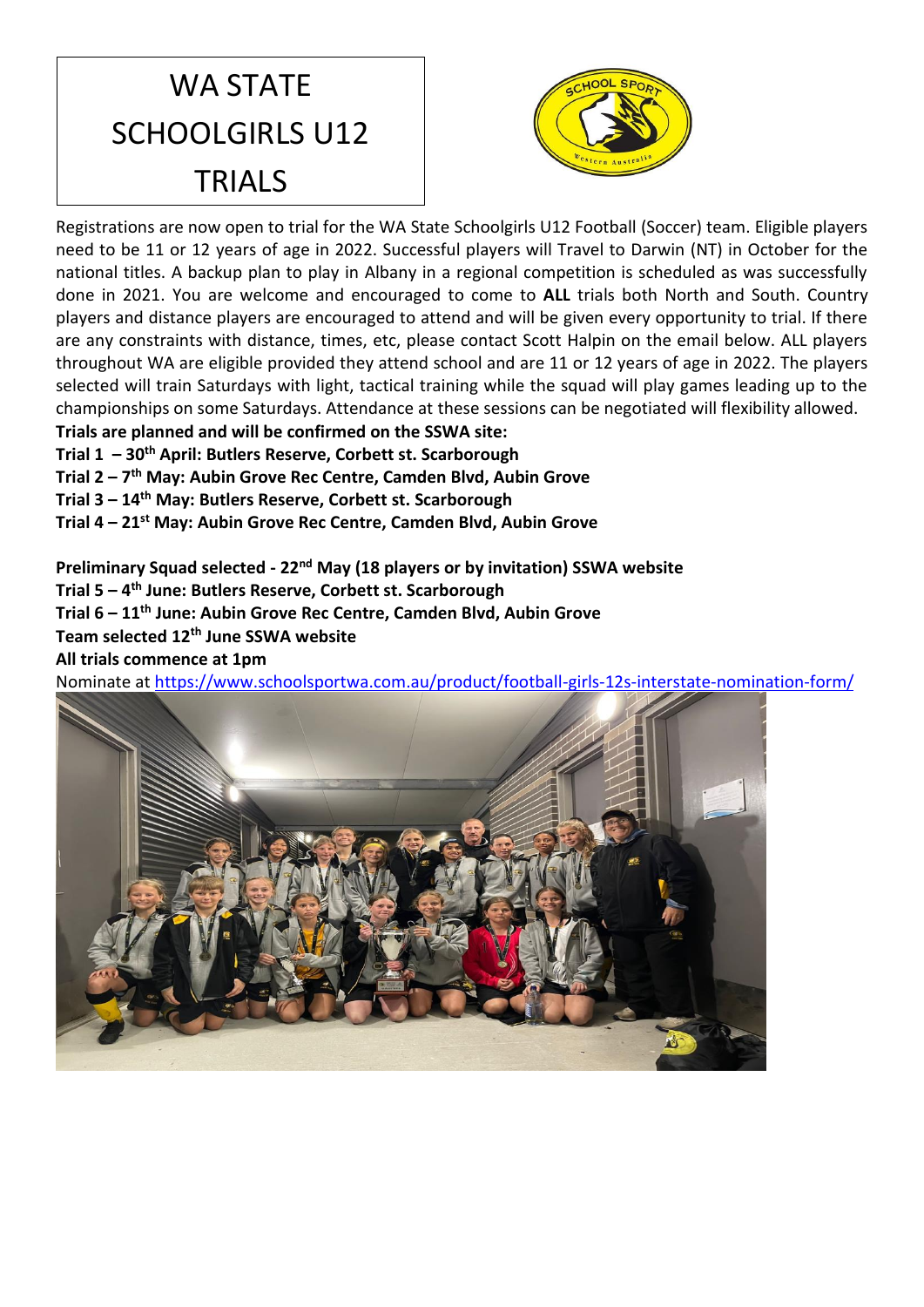# WA STATE SCHOOLGIRLS U12 TRIALS

Registrations are now open to trial for the WA State Schoolgirls U12 Football (Soccer) team. Eligible players need to be 11 or 12 years of age in 2022. Successful players will Travel to Darwin (NT) in October for the national titles. A backup plan to play in Albany in a regional competition is scheduled as was successfully done in 2021. You are welcome and encouraged to come to **ALL** trials both North and South. Country players and distance players are encouraged to attend and will be given every opportunity to trial. If there are any constraints with distance, times, etc, please contact Scott Halpin on the email below. ALL players throughout WA are eligible provided they attend school and are 11 or 12 years of age in 2022. The players selected will train Saturdays with light, tactical training while the squad will play games leading up to the championships on some Saturdays. Attendance at these sessions can be negotiated will flexibility allowed.

**Trials are planned and will be confirmed on the SSWA site:**

**Trial 1 – 30th April: Butlers Reserve, Corbett st. Scarborough**

**Trial 2 – 7th May: Aubin Grove Rec Centre, Camden Blvd, Aubin Grove**

**Trial 3 – 14th May: Butlers Reserve, Corbett st. Scarborough**

**Trial 4 – 21st May: Aubin Grove Rec Centre, Camden Blvd, Aubin Grove**

**Preliminary Squad selected - 22nd May (18 players or by invitation) SSWA website**

**Trial 5 – 4th June: Butlers Reserve, Corbett st. Scarborough**

**Trial 6 – 11th June: Aubin Grove Rec Centre, Camden Blvd, Aubin Grove**

**Team selected 12th June SSWA website**

**All trials commence at 1pm**

Nominate at [https://www.schoolsportwa.com.au/product/football-girls-12s-interstate-nomination-form/](https://www.schoolsportwa.com.au/product/football-girls-12s-interstate-nomination-form/)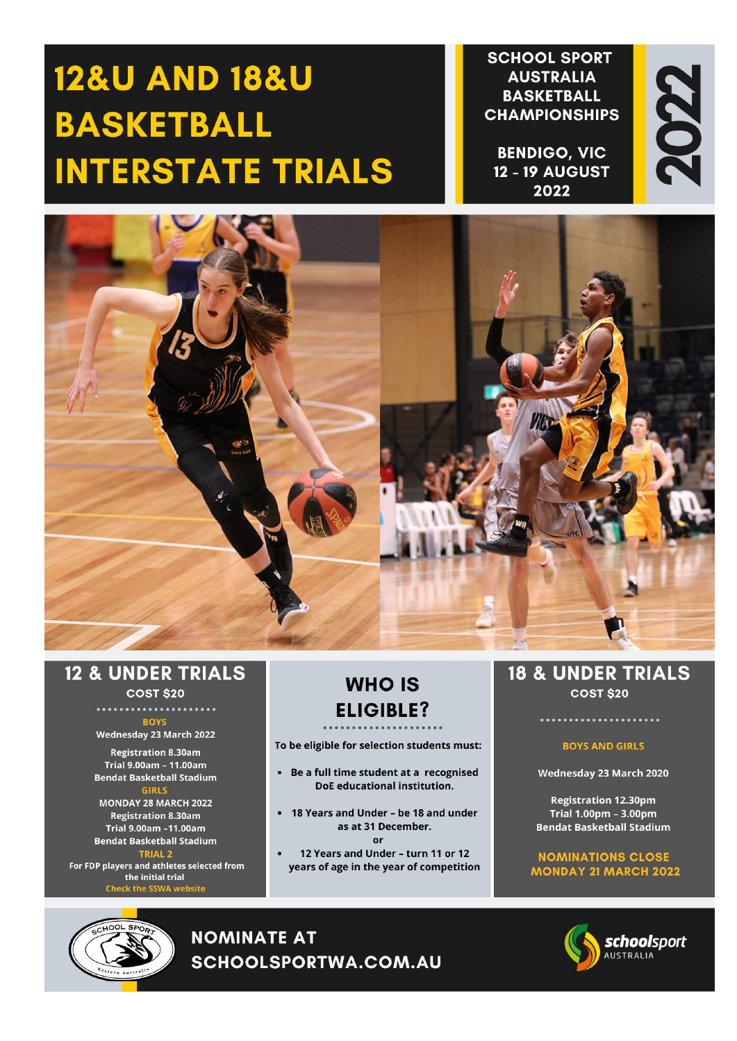# 12&U AND 18&U BASKETBALL INTERSTATE TRIALS

**SCHOOL SPORT AUSTRALIA BASKETBALL CHAMPIONSHIPS**

**BENDIGO, VIC**
**12 - 19 AUGUST 2022**

**2022**

## 12 & UNDER TRIALS

**COST $20**

**BOYS**
Wednesday 23 March 2022
Registration 8.30am
Trial 9.00am – 11.00am
Bendat Basketball Stadium

**GIRLS**
MONDAY 28 MARCH 2022
Registration 8.30am
Trial 9.00am –11.00am
Bendat Basketball Stadium

**TRIAL 2**
For FDP players and athletes selected from the initial trial
Check the SSWA website

## WHO IS ELIGIBLE?

To be eligible for selection students must:

- Be a full time student at a recognised DoE educational institution.
- 18 Years and Under – be 18 and under as at 31 December.

  or
- 12 Years and Under – turn 11 or 12 years of age in the year of competition

## 18 & UNDER TRIALS

**COST $20**

**BOYS AND GIRLS**

Wednesday 23 March 2020

Registration 12.30pm
Trial 1.00pm – 3.00pm
Bendat Basketball Stadium

**NOMINATIONS CLOSE MONDAY 21 MARCH 2022**

**NOMINATE AT SCHOOLSPORTWA.COM.AU**